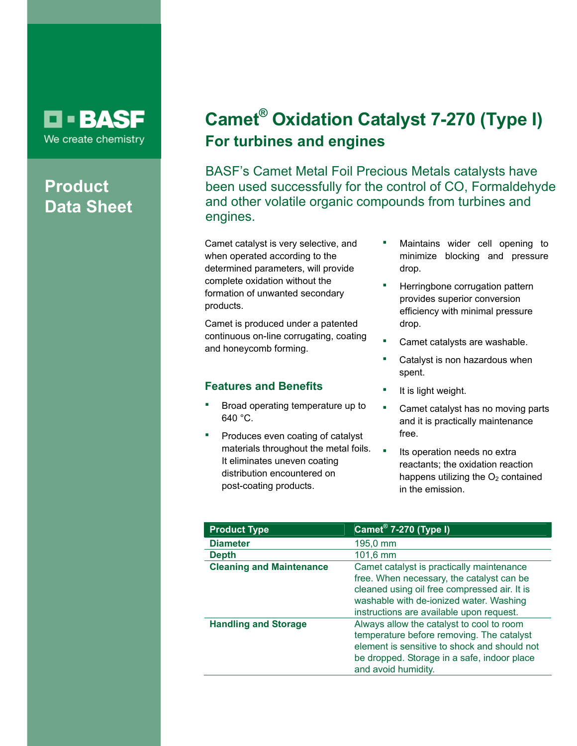BASF
We create chemistry

**Product Data Sheet**

# Camet® Oxidation Catalyst 7-270 (Type I)

## For turbines and engines

BASF's Camet Metal Foil Precious Metals catalysts have been used successfully for the control of CO, Formaldehyde and other volatile organic compounds from turbines and engines.

Camet catalyst is very selective, and when operated according to the determined parameters, will provide complete oxidation without the formation of unwanted secondary products.

Camet is produced under a patented continuous on-line corrugating, coating and honeycomb forming.

### Features and Benefits

- Broad operating temperature up to 640 °C.
- Produces even coating of catalyst materials throughout the metal foils. It eliminates uneven coating distribution encountered on post-coating products.
- Maintains wider cell opening to minimize blocking and pressure drop.
- Herringbone corrugation pattern provides superior conversion efficiency with minimal pressure drop.
- Camet catalysts are washable.
- Catalyst is non hazardous when spent.
- It is light weight.
- Camet catalyst has no moving parts and it is practically maintenance free.
- Its operation needs no extra reactants; the oxidation reaction happens utilizing the $O_2$ contained in the emission.

| Product Type | Camet® 7-270 (Type I) |
|---|---|
| **Diameter** | 195,0 mm |
| **Depth** | 101,6 mm |
| **Cleaning and Maintenance** | Camet catalyst is practically maintenance free. When necessary, the catalyst can be cleaned using oil free compressed air. It is washable with de-ionized water. Washing instructions are available upon request. |
| **Handling and Storage** | Always allow the catalyst to cool to room temperature before removing. The catalyst element is sensitive to shock and should not be dropped. Storage in a safe, indoor place and avoid humidity. |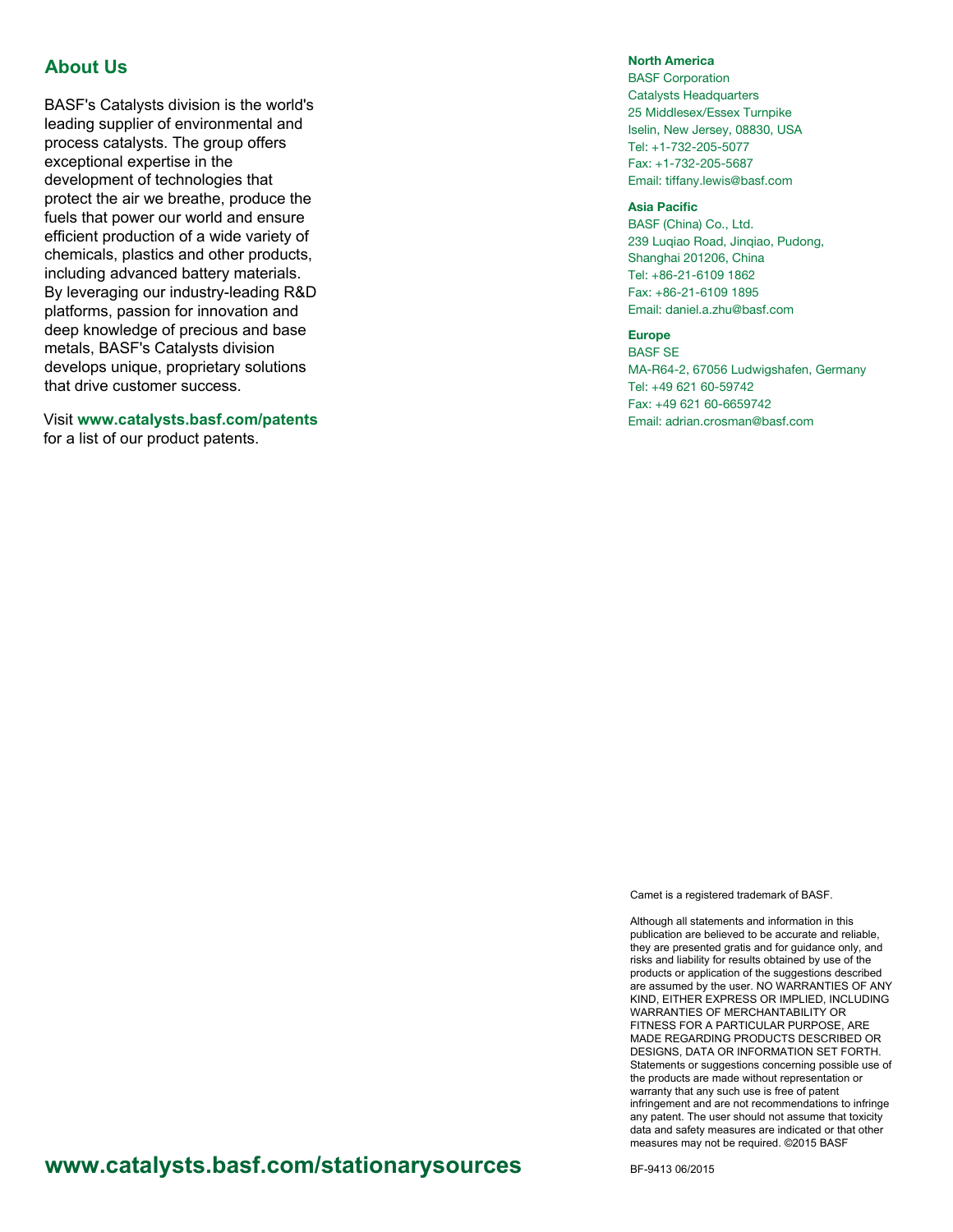## About Us

BASF's Catalysts division is the world's leading supplier of environmental and process catalysts. The group offers exceptional expertise in the development of technologies that protect the air we breathe, produce the fuels that power our world and ensure efficient production of a wide variety of chemicals, plastics and other products, including advanced battery materials. By leveraging our industry-leading R&D platforms, passion for innovation and deep knowledge of precious and base metals, BASF's Catalysts division develops unique, proprietary solutions that drive customer success.

Visit **www.catalysts.basf.com/patents** for a list of our product patents.

**North America**
BASF Corporation
Catalysts Headquarters
25 Middlesex/Essex Turnpike
Iselin, New Jersey, 08830, USA
Tel: +1-732-205-5077
Fax: +1-732-205-5687
Email: tiffany.lewis@basf.com

**Asia Pacific**
BASF (China) Co., Ltd.
239 Luqiao Road, Jinqiao, Pudong,
Shanghai 201206, China
Tel: +86-21-6109 1862
Fax: +86-21-6109 1895
Email: daniel.a.zhu@basf.com

**Europe**
BASF SE
MA-R64-2, 67056 Ludwigshafen, Germany
Tel: +49 621 60-59742
Fax: +49 621 60-6659742
Email: adrian.crosman@basf.com

Camet is a registered trademark of BASF.

Although all statements and information in this publication are believed to be accurate and reliable, they are presented gratis and for guidance only, and risks and liability for results obtained by use of the products or application of the suggestions described are assumed by the user. NO WARRANTIES OF ANY KIND, EITHER EXPRESS OR IMPLIED, INCLUDING WARRANTIES OF MERCHANTABILITY OR FITNESS FOR A PARTICULAR PURPOSE, ARE MADE REGARDING PRODUCTS DESCRIBED OR DESIGNS, DATA OR INFORMATION SET FORTH. Statements or suggestions concerning possible use of the products are made without representation or warranty that any such use is free of patent infringement and are not recommendations to infringe any patent. The user should not assume that toxicity data and safety measures are indicated or that other measures may not be required. ©2015 BASF

**www.catalysts.basf.com/stationarysources**

BF-9413 06/2015